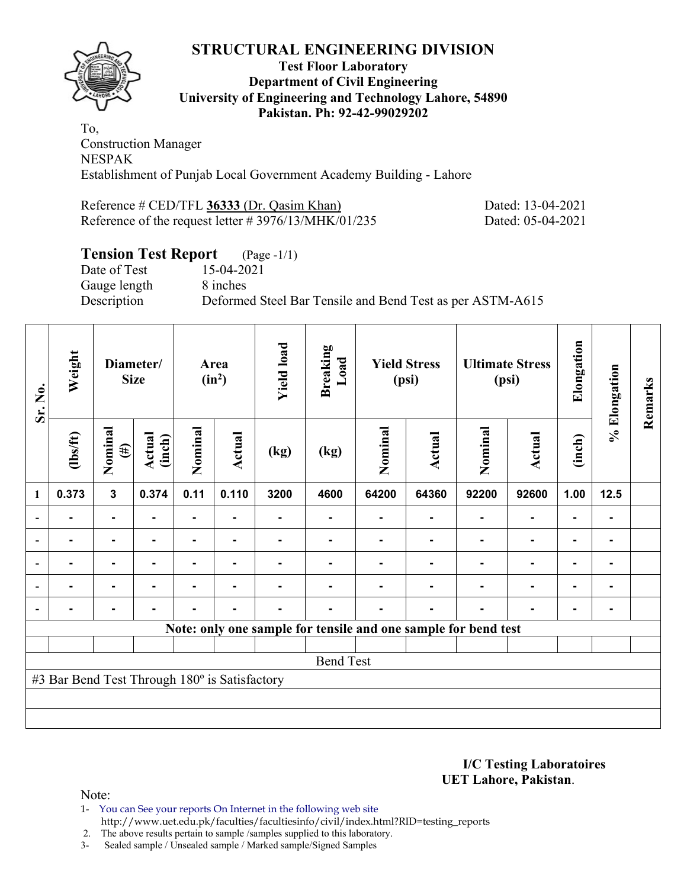# STRUCTURAL ENGINEERING DIVISION

**Test Floor Laboratory**
**Department of Civil Engineering**
**University of Engineering and Technology Lahore, 54890**
**Pakistan. Ph: 92-42-99029202**

To,
Construction Manager
NESPAK
Establishment of Punjab Local Government Academy Building - Lahore

Reference # CED/TFL **36333** (Dr. Qasim Khan) Dated: 13-04-2021
Reference of the request letter # 3976/13/MHK/01/235 Dated: 05-04-2021

## Tension Test Report (Page -1/1)

Date of Test 15-04-2021
Gauge length 8 inches
Description Deformed Steel Bar Tensile and Bend Test as per ASTM-A615

| Sr. No. | Weight | Diameter/ Size | | Area ($in^2$) | | Yield load | Breaking Load | Yield Stress (psi) | | Ultimate Stress (psi) | | Elongation | % Elongation | Remarks |
|---|---|---|---|---|---|---|---|---|---|---|---|---|---|---|
| | (lbs/ft) | Nominal (#) | Actual (inch) | Nominal | Actual | (kg) | (kg) | Nominal | Actual | Nominal | Actual | (inch) | | |
| 1 | 0.373 | 3 | 0.374 | 0.11 | 0.110 | 3200 | 4600 | 64200 | 64360 | 92200 | 92600 | 1.00 | 12.5 | |
| - | - | - | - | - | - | - | - | - | - | - | - | - | - | |
| - | - | - | - | - | - | - | - | - | - | - | - | - | - | |
| - | - | - | - | - | - | - | - | - | - | - | - | - | - | |
| - | - | - | - | - | - | - | - | - | - | - | - | - | - | |
| - | - | - | - | - | - | - | - | - | - | - | - | - | - | |

**Note: only one sample for tensile and one sample for bend test**

Bend Test

#3 Bar Bend Test Through 180º is Satisfactory

**I/C Testing Laboratoires**
**UET Lahore, Pakistan**.

Note:
1- You can See your reports On Internet in the following web site
http://www.uet.edu.pk/faculties/facultiesinfo/civil/index.html?RID=testing_reports
2. The above results pertain to sample /samples supplied to this laboratory.
3- Sealed sample / Unsealed sample / Marked sample/Signed Samples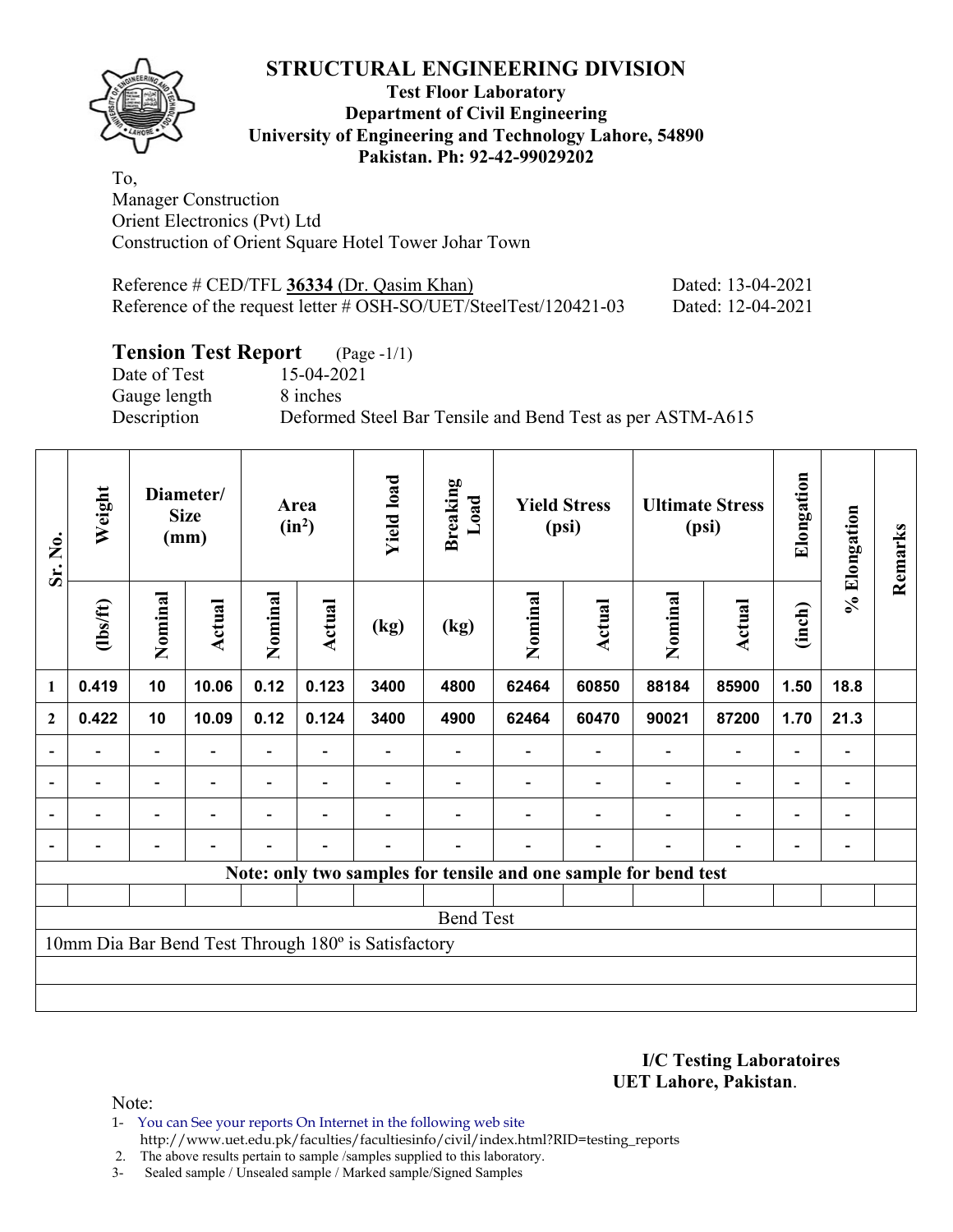# STRUCTURAL ENGINEERING DIVISION

**Test Floor Laboratory**
**Department of Civil Engineering**
**University of Engineering and Technology Lahore, 54890**
**Pakistan. Ph: 92-42-99029202**

To,
Manager Construction
Orient Electronics (Pvt) Ltd
Construction of Orient Square Hotel Tower Johar Town

Reference # CED/TFL **36334** (Dr. Qasim Khan) Dated: 13-04-2021
Reference of the request letter # OSH-SO/UET/SteelTest/120421-03 Dated: 12-04-2021

## Tension Test Report (Page -1/1)

Date of Test 15-04-2021
Gauge length 8 inches
Description Deformed Steel Bar Tensile and Bend Test as per ASTM-A615

| Sr. No. | Weight | Diameter/ Size (mm) | | Area ($in^2$) | | Yield load | Breaking Load | Yield Stress (psi) | | Ultimate Stress (psi) | | Elongation | % Elongation | Remarks |
|---|---|---|---|---|---|---|---|---|---|---|---|---|---|---|
| | (lbs/ft) | Nominal | Actual | Nominal | Actual | (kg) | (kg) | Nominal | Actual | Nominal | Actual | (inch) | | |
| 1 | 0.419 | 10 | 10.06 | 0.12 | 0.123 | 3400 | 4800 | 62464 | 60850 | 88184 | 85900 | 1.50 | 18.8 | |
| 2 | 0.422 | 10 | 10.09 | 0.12 | 0.124 | 3400 | 4900 | 62464 | 60470 | 90021 | 87200 | 1.70 | 21.3 | |
| - | - | - | - | - | - | - | - | - | - | - | - | - | - | |
| - | - | - | - | - | - | - | - | - | - | - | - | - | - | |
| - | - | - | - | - | - | - | - | - | - | - | - | - | - | |
| - | - | - | - | - | - | - | - | - | - | - | - | - | - | |
| Note: only two samples for tensile and one sample for bend test | | | | | | | | | | | | | | |
| | | | | | | | | | | | | | | |
| Bend Test | | | | | | | | | | | | | | |
| 10mm Dia Bar Bend Test Through 180º is Satisfactory | | | | | | | | | | | | | | |

**I/C Testing Laboratoires**
**UET Lahore, Pakistan**.

Note:
1- You can See your reports On Internet in the following web site
http://www.uet.edu.pk/faculties/facultiesinfo/civil/index.html?RID=testing_reports
2. The above results pertain to sample /samples supplied to this laboratory.
3- Sealed sample / Unsealed sample / Marked sample/Signed Samples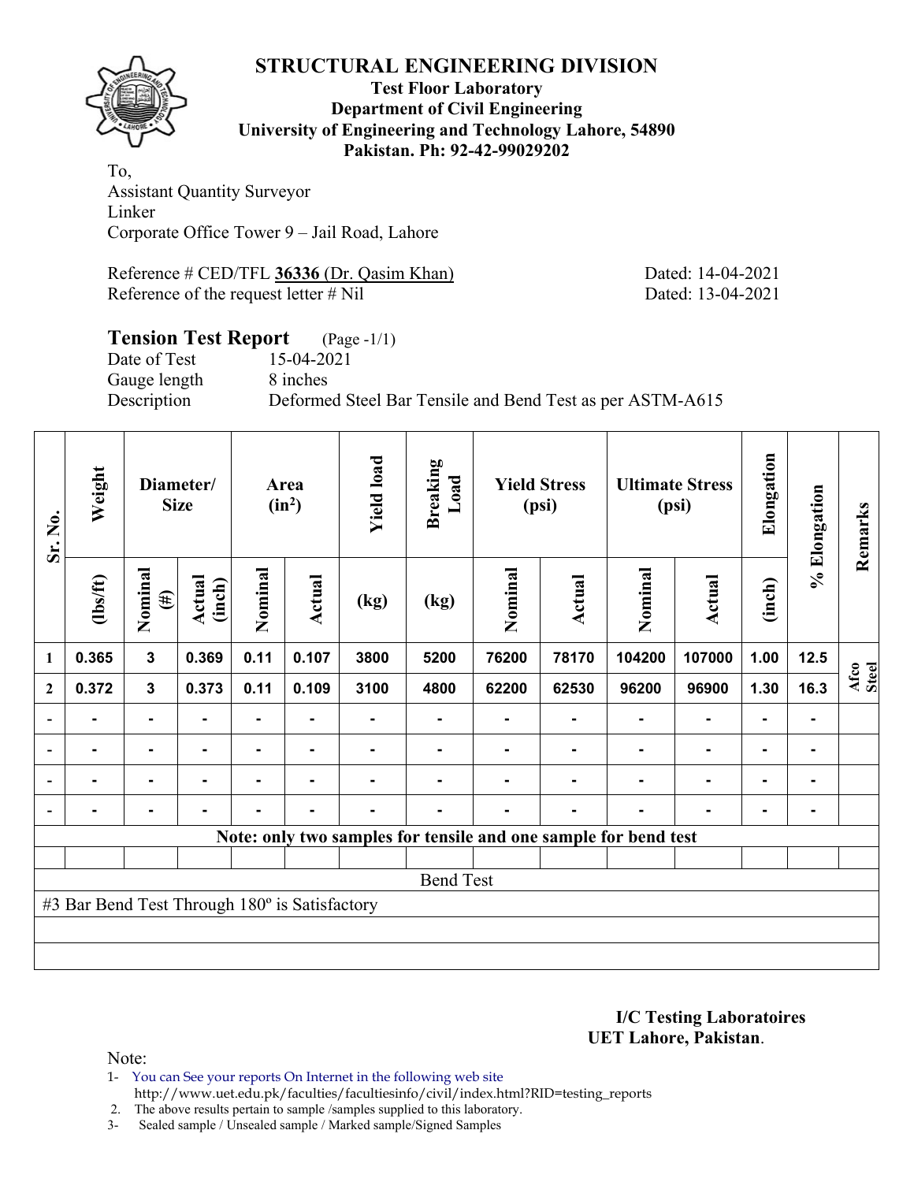# STRUCTURAL ENGINEERING DIVISION

**Test Floor Laboratory**
**Department of Civil Engineering**
**University of Engineering and Technology Lahore, 54890**
**Pakistan. Ph: 92-42-99029202**

To,
Assistant Quantity Surveyor
Linker
Corporate Office Tower 9 – Jail Road, Lahore

Reference # CED/TFL **36336** (Dr. Qasim Khan) Dated: 14-04-2021
Reference of the request letter # Nil Dated: 13-04-2021

## Tension Test Report (Page -1/1)

Date of Test 15-04-2021
Gauge length 8 inches
Description Deformed Steel Bar Tensile and Bend Test as per ASTM-A615

| Sr. No. | Weight | Diameter/ Size | | Area (in²) | | Yield load | Breaking Load | Yield Stress (psi) | | Ultimate Stress (psi) | | Elongation | % Elongation | Remarks |
|---|---|---|---|---|---|---|---|---|---|---|---|---|---|---|
| | (lbs/ft) | Nominal (#) | Actual (inch) | Nominal | Actual | (kg) | (kg) | Nominal | Actual | Nominal | Actual | (inch) | | |
| 1 | 0.365 | 3 | 0.369 | 0.11 | 0.107 | 3800 | 5200 | 76200 | 78170 | 104200 | 107000 | 1.00 | 12.5 | Afco Steel |
| 2 | 0.372 | 3 | 0.373 | 0.11 | 0.109 | 3100 | 4800 | 62200 | 62530 | 96200 | 96900 | 1.30 | 16.3 | |
| - | - | - | - | - | - | - | - | - | - | - | - | - | - | |
| - | - | - | - | - | - | - | - | - | - | - | - | - | - | |
| - | - | - | - | - | - | - | - | - | - | - | - | - | - | |
| - | - | - | - | - | - | - | - | - | - | - | - | - | - | |

**Note: only two samples for tensile and one sample for bend test**

Bend Test

#3 Bar Bend Test Through 180º is Satisfactory

**I/C Testing Laboratoires**
**UET Lahore, Pakistan**.

Note:
1- You can See your reports On Internet in the following web site
http://www.uet.edu.pk/faculties/facultiesinfo/civil/index.html?RID=testing_reports
2. The above results pertain to sample /samples supplied to this laboratory.
3- Sealed sample / Unsealed sample / Marked sample/Signed Samples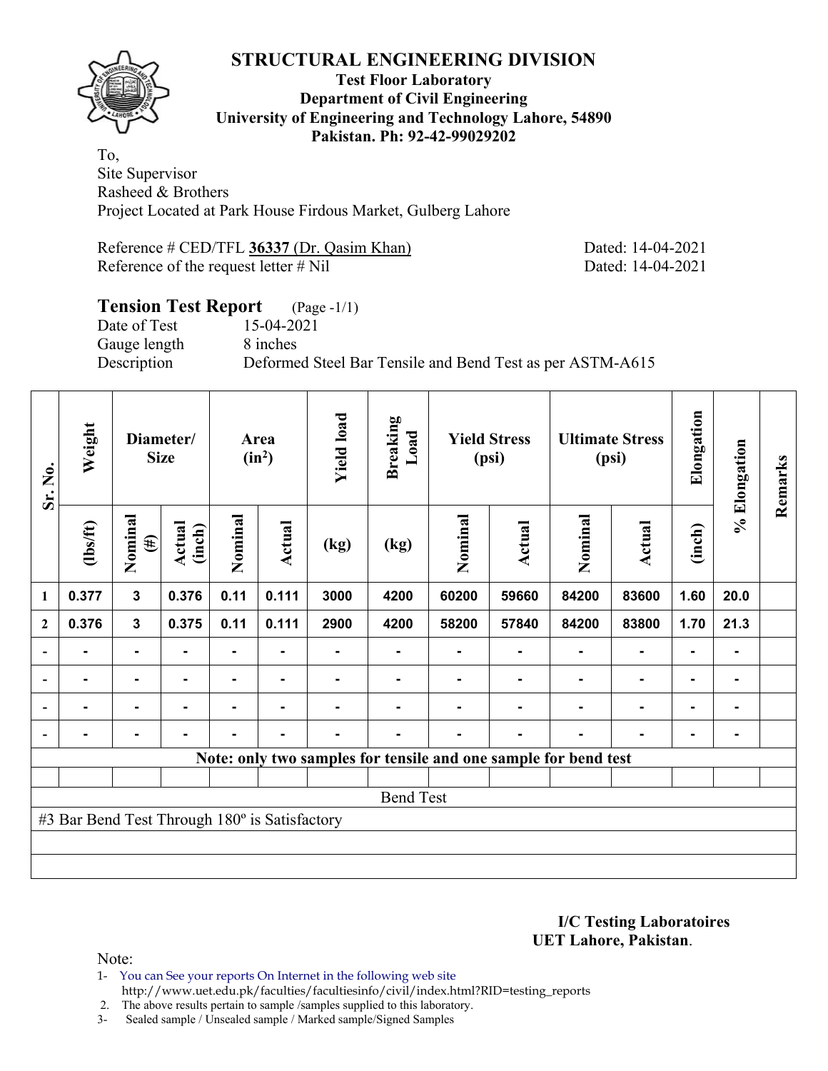# STRUCTURAL ENGINEERING DIVISION

**Test Floor Laboratory**
**Department of Civil Engineering**
**University of Engineering and Technology Lahore, 54890**
**Pakistan. Ph: 92-42-99029202**

To,
Site Supervisor
Rasheed & Brothers
Project Located at Park House Firdous Market, Gulberg Lahore

Reference # CED/TFL **36337** (Dr. Qasim Khan) Dated: 14-04-2021
Reference of the request letter # Nil Dated: 14-04-2021

## Tension Test Report (Page -1/1)

Date of Test 15-04-2021
Gauge length 8 inches
Description Deformed Steel Bar Tensile and Bend Test as per ASTM-A615

| Sr. No. | Weight | Diameter/ Size | | Area ($in^2$) | | Yield load | Breaking Load | Yield Stress (psi) | | Ultimate Stress (psi) | | Elongation | % Elongation | Remarks |
|---|---|---|---|---|---|---|---|---|---|---|---|---|---|---|
| | (lbs/ft) | Nominal (#) | Actual (inch) | Nominal | Actual | (kg) | (kg) | Nominal | Actual | Nominal | Actual | (inch) | | |
| 1 | 0.377 | 3 | 0.376 | 0.11 | 0.111 | 3000 | 4200 | 60200 | 59660 | 84200 | 83600 | 1.60 | 20.0 | |
| 2 | 0.376 | 3 | 0.375 | 0.11 | 0.111 | 2900 | 4200 | 58200 | 57840 | 84200 | 83800 | 1.70 | 21.3 | |
| - | - | - | - | - | - | - | - | - | - | - | - | - | - | |
| - | - | - | - | - | - | - | - | - | - | - | - | - | - | |
| - | - | - | - | - | - | - | - | - | - | - | - | - | - | |
| - | - | - | - | - | - | - | - | - | - | - | - | - | - | |
| **Note: only two samples for tensile and one sample for bend test** | | | | | | | | | | | | | | |
| Bend Test | | | | | | | | | | | | | | |
| #3 Bar Bend Test Through 180º is Satisfactory | | | | | | | | | | | | | | |

**I/C Testing Laboratoires**
**UET Lahore, Pakistan**.

Note:
1- You can See your reports On Internet in the following web site
http://www.uet.edu.pk/faculties/facultiesinfo/civil/index.html?RID=testing_reports
2. The above results pertain to sample /samples supplied to this laboratory.
3- Sealed sample / Unsealed sample / Marked sample/Signed Samples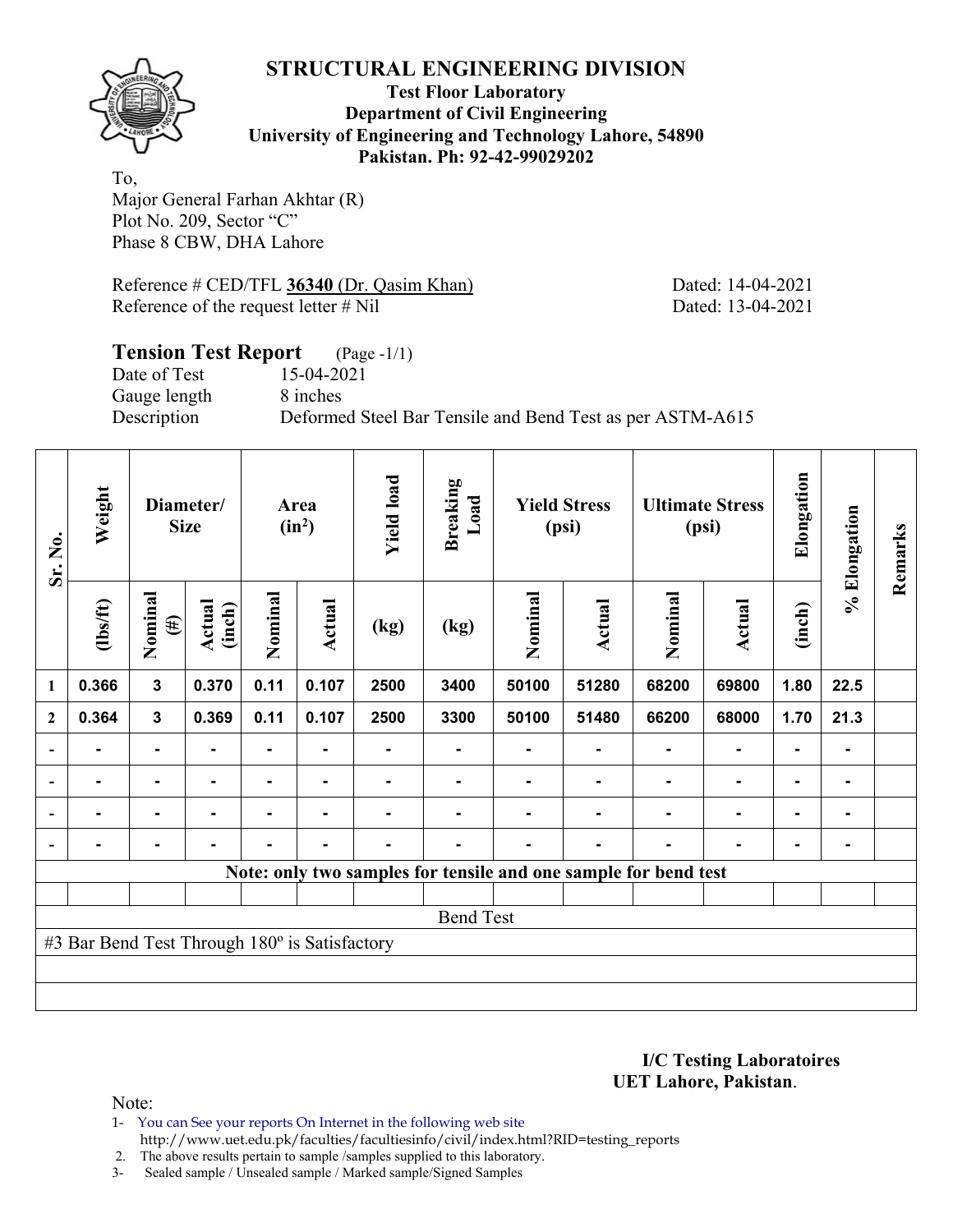# STRUCTURAL ENGINEERING DIVISION

**Test Floor Laboratory**
**Department of Civil Engineering**
**University of Engineering and Technology Lahore, 54890**
**Pakistan. Ph: 92-42-99029202**

To,
Major General Farhan Akhtar (R)
Plot No. 209, Sector "C"
Phase 8 CBW, DHA Lahore

Reference # CED/TFL **36340** (Dr. Qasim Khan) Dated: 14-04-2021
Reference of the request letter # Nil Dated: 13-04-2021

## Tension Test Report (Page -1/1)

Date of Test 15-04-2021
Gauge length 8 inches
Description Deformed Steel Bar Tensile and Bend Test as per ASTM-A615

| Sr. No. | Weight | Diameter/ Size | | Area ($in^2$) | | Yield load | Breaking Load | Yield Stress (psi) | | Ultimate Stress (psi) | | Elongation | % Elongation | Remarks |
|---|---|---|---|---|---|---|---|---|---|---|---|---|---|---|
| | (lbs/ft) | Nominal (#) | Actual (inch) | Nominal | Actual | (kg) | (kg) | Nominal | Actual | Nominal | Actual | (inch) | | |
| 1 | 0.366 | 3 | 0.370 | 0.11 | 0.107 | 2500 | 3400 | 50100 | 51280 | 68200 | 69800 | 1.80 | 22.5 | |
| 2 | 0.364 | 3 | 0.369 | 0.11 | 0.107 | 2500 | 3300 | 50100 | 51480 | 66200 | 68000 | 1.70 | 21.3 | |
| - | - | - | - | - | - | - | - | - | - | - | - | - | - | |
| - | - | - | - | - | - | - | - | - | - | - | - | - | - | |
| - | - | - | - | - | - | - | - | - | - | - | - | - | - | |
| - | - | - | - | - | - | - | - | - | - | - | - | - | - | |

**Note: only two samples for tensile and one sample for bend test**

Bend Test

#3 Bar Bend Test Through 180º is Satisfactory

**I/C Testing Laboratoires**
**UET Lahore, Pakistan**.

Note:
1- You can See your reports On Internet in the following web site
http://www.uet.edu.pk/faculties/facultiesinfo/civil/index.html?RID=testing_reports
2. The above results pertain to sample /samples supplied to this laboratory.
3- Sealed sample / Unsealed sample / Marked sample/Signed Samples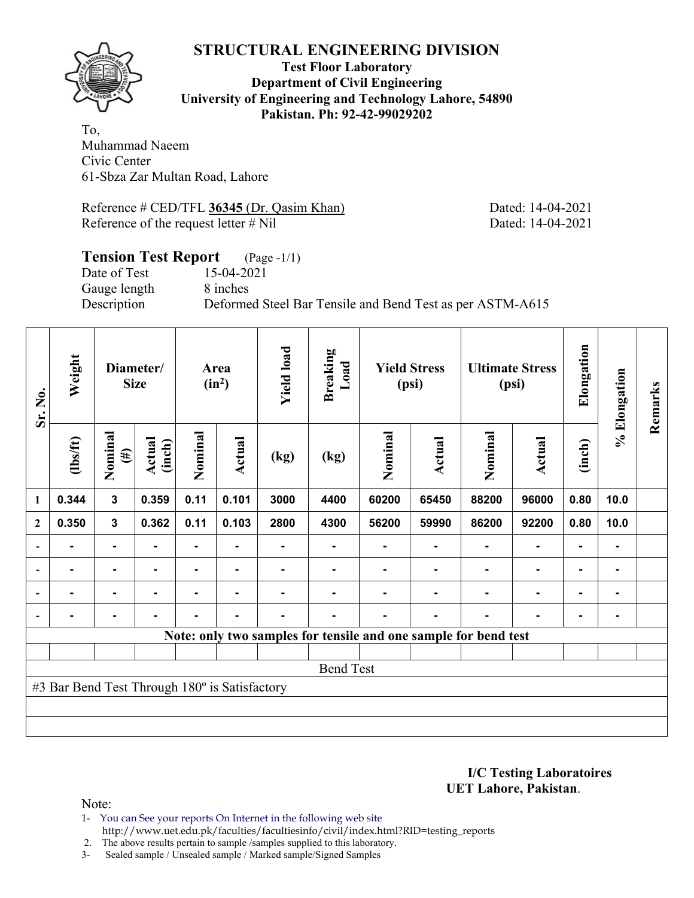# STRUCTURAL ENGINEERING DIVISION

**Test Floor Laboratory**
**Department of Civil Engineering**
**University of Engineering and Technology Lahore, 54890**
**Pakistan. Ph: 92-42-99029202**

To,
Muhammad Naeem
Civic Center
61-Sbza Zar Multan Road, Lahore

Reference # CED/TFL **36345** (Dr. Qasim Khan) Dated: 14-04-2021
Reference of the request letter # Nil Dated: 14-04-2021

## Tension Test Report (Page -1/1)

Date of Test 15-04-2021
Gauge length 8 inches
Description Deformed Steel Bar Tensile and Bend Test as per ASTM-A615

| Sr. No. | Weight | Diameter/ Size | | Area ($in^2$) | | Yield load | Breaking Load | Yield Stress (psi) | | Ultimate Stress (psi) | | Elongation | % Elongation | Remarks |
|---|---|---|---|---|---|---|---|---|---|---|---|---|---|---|
| | (lbs/ft) | Nominal (#) | Actual (inch) | Nominal | Actual | (kg) | (kg) | Nominal | Actual | Nominal | Actual | (inch) | | |
| 1 | 0.344 | 3 | 0.359 | 0.11 | 0.101 | 3000 | 4400 | 60200 | 65450 | 88200 | 96000 | 0.80 | 10.0 | |
| 2 | 0.350 | 3 | 0.362 | 0.11 | 0.103 | 2800 | 4300 | 56200 | 59990 | 86200 | 92200 | 0.80 | 10.0 | |
| - | - | - | - | - | - | - | - | - | - | - | - | - | - | |
| - | - | - | - | - | - | - | - | - | - | - | - | - | - | |
| - | - | - | - | - | - | - | - | - | - | - | - | - | - | |
| - | - | - | - | - | - | - | - | - | - | - | - | - | - | |
| **Note: only two samples for tensile and one sample for bend test** | | | | | | | | | | | | | | |
| | | | | | | | | | | | | | | |
| Bend Test | | | | | | | | | | | | | | |
| #3 Bar Bend Test Through 180º is Satisfactory | | | | | | | | | | | | | | |

**I/C Testing Laboratoires**
**UET Lahore, Pakistan**.

Note:
1- You can See your reports On Internet in the following web site
http://www.uet.edu.pk/faculties/facultiesinfo/civil/index.html?RID=testing_reports
2. The above results pertain to sample /samples supplied to this laboratory.
3- Sealed sample / Unsealed sample / Marked sample/Signed Samples